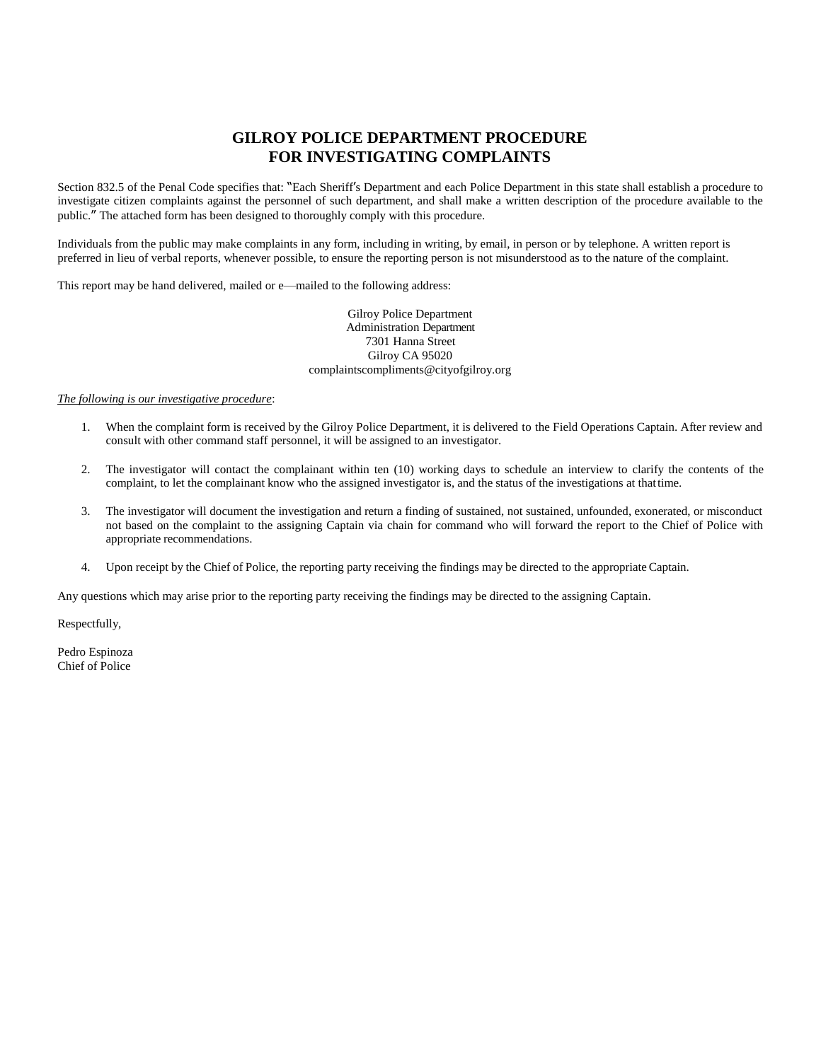# GILROY POLICE DEPARTMENT PROCEDURE FOR INVESTIGATING COMPLAINTS

Section 832.5 of the Penal Code specifies that: "Each Sheriff's Department and each Police Department in this state shall establish a procedure to investigate citizen complaints against the personnel of such department, and shall make a written description of the procedure available to the public." The attached form has been designed to thoroughly comply with this procedure.

Individuals from the public may make complaints in any form, including in writing, by email, in person or by telephone. A written report is preferred in lieu of verbal reports, whenever possible, to ensure the reporting person is not misunderstood as to the nature of the complaint.

This report may be hand delivered, mailed or e—mailed to the following address:

Gilroy Police Department
Administration Department
7301 Hanna Street
Gilroy CA 95020
complaintscompliments@cityofgilroy.org

*The following is our investigative procedure*:

1. When the complaint form is received by the Gilroy Police Department, it is delivered to the Field Operations Captain. After review and consult with other command staff personnel, it will be assigned to an investigator.

2. The investigator will contact the complainant within ten (10) working days to schedule an interview to clarify the contents of the complaint, to let the complainant know who the assigned investigator is, and the status of the investigations at that time.

3. The investigator will document the investigation and return a finding of sustained, not sustained, unfounded, exonerated, or misconduct not based on the complaint to the assigning Captain via chain for command who will forward the report to the Chief of Police with appropriate recommendations.

4. Upon receipt by the Chief of Police, the reporting party receiving the findings may be directed to the appropriate Captain.

Any questions which may arise prior to the reporting party receiving the findings may be directed to the assigning Captain.

Respectfully,

Pedro Espinoza
Chief of Police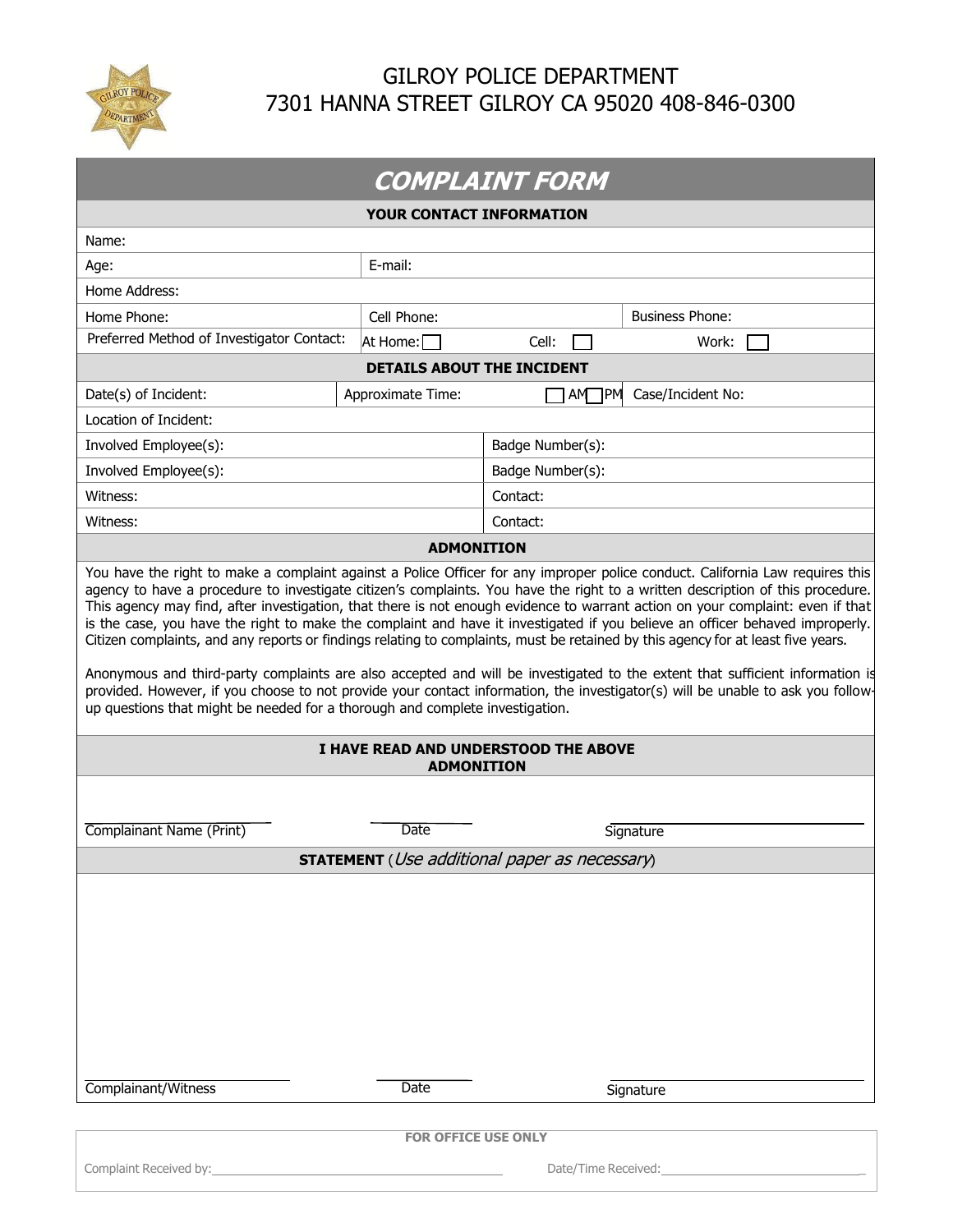# GILROY POLICE DEPARTMENT
7301 HANNA STREET GILROY CA 95020 408-846-0300

## *COMPLAINT FORM*

**YOUR CONTACT INFORMATION**

| | | |
|---|---|---|
| Name: | | |
| Age: | E-mail: | |
| Home Address: | | |
| Home Phone: | Cell Phone: | Business Phone: |
| Preferred Method of Investigator Contact: | At Home: ☐ Cell: ☐ | Work: ☐ |

**DETAILS ABOUT THE INCIDENT**

| | | |
|---|---|---|
| Date(s) of Incident: | Approximate Time: ☐ AM ☐ PM | Case/Incident No: |
| Location of Incident: | | |
| Involved Employee(s): | Badge Number(s): | |
| Involved Employee(s): | Badge Number(s): | |
| Witness: | Contact: | |
| Witness: | Contact: | |

**ADMONITION**

You have the right to make a complaint against a Police Officer for any improper police conduct. California Law requires this agency to have a procedure to investigate citizen's complaints. You have the right to a written description of this procedure. This agency may find, after investigation, that there is not enough evidence to warrant action on your complaint: even if that is the case, you have the right to make the complaint and have it investigated if you believe an officer behaved improperly. Citizen complaints, and any reports or findings relating to complaints, must be retained by this agency for at least five years.

Anonymous and third-party complaints are also accepted and will be investigated to the extent that sufficient information is provided. However, if you choose to not provide your contact information, the investigator(s) will be unable to ask you follow-up questions that might be needed for a thorough and complete investigation.

**I HAVE READ AND UNDERSTOOD THE ABOVE ADMONITION**

Complainant Name (Print) ____________ Date ____________ Signature ____________

**STATEMENT** (*Use additional paper as necessary*)

Complainant/Witness ____________ Date ____________ Signature ____________

**FOR OFFICE USE ONLY**

Complaint Received by: ____________ Date/Time Received: ____________